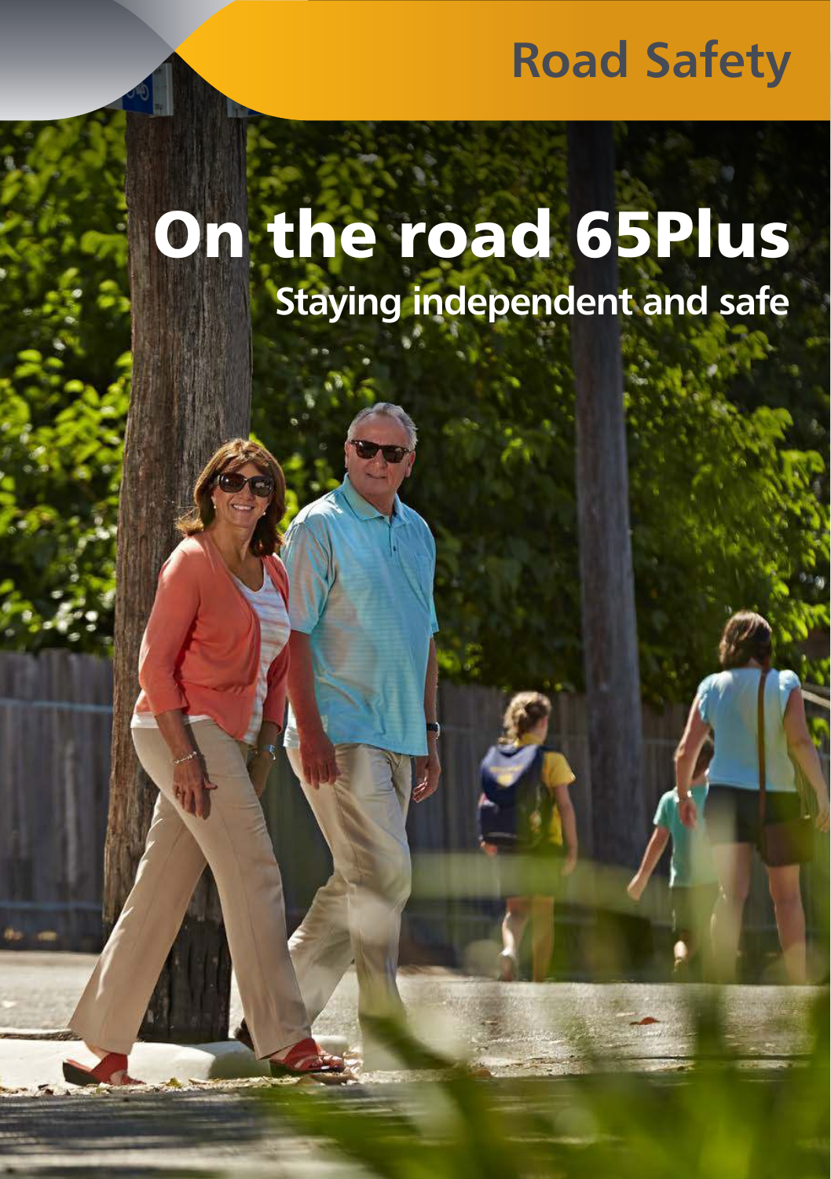Road Safety

# On the road 65Plus

## Staying independent and safe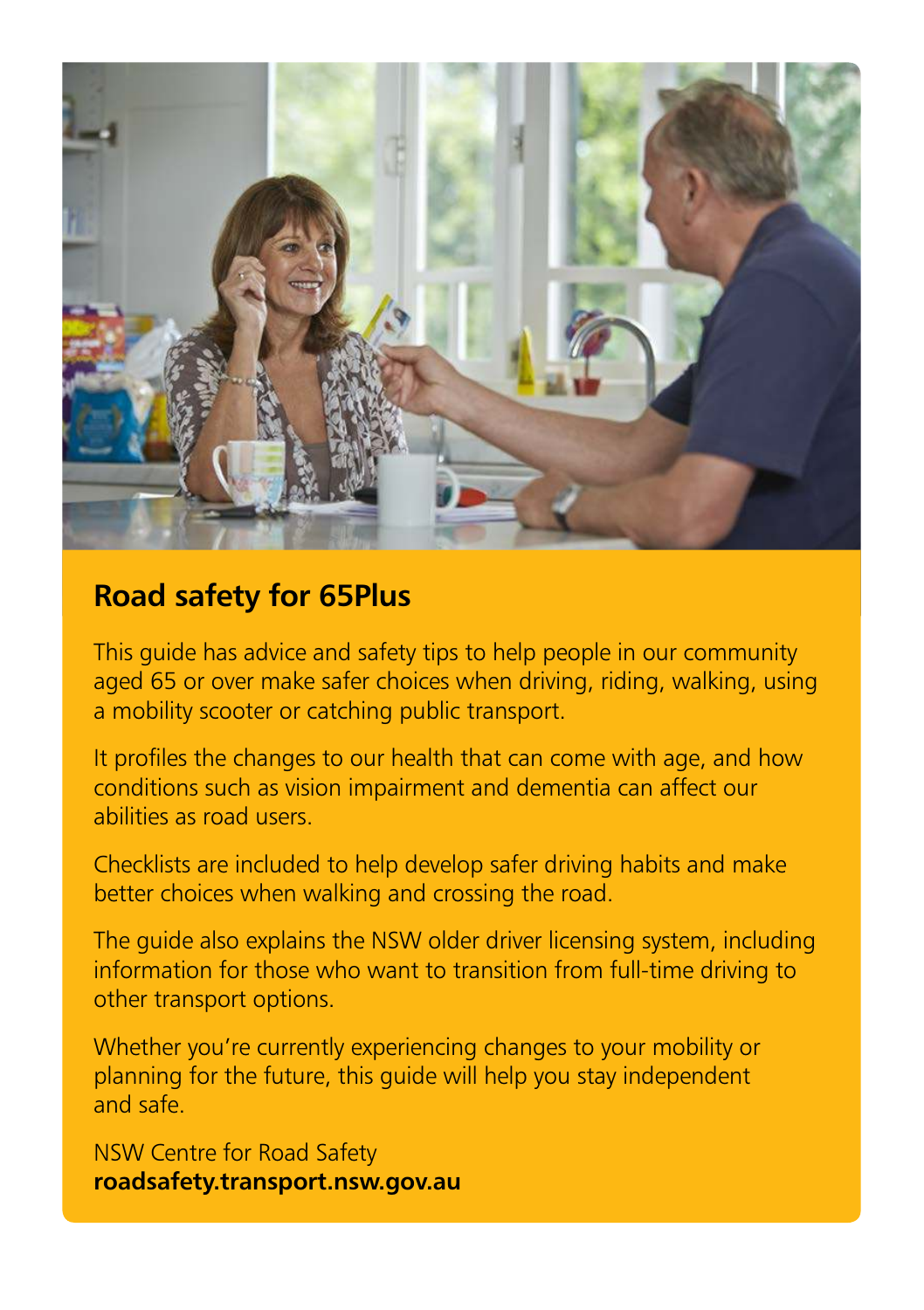## Road safety for 65Plus

This guide has advice and safety tips to help people in our community aged 65 or over make safer choices when driving, riding, walking, using a mobility scooter or catching public transport.

It profiles the changes to our health that can come with age, and how conditions such as vision impairment and dementia can affect our abilities as road users.

Checklists are included to help develop safer driving habits and make better choices when walking and crossing the road.

The guide also explains the NSW older driver licensing system, including information for those who want to transition from full-time driving to other transport options.

Whether you're currently experiencing changes to your mobility or planning for the future, this guide will help you stay independent and safe.

NSW Centre for Road Safety
**roadsafety.transport.nsw.gov.au**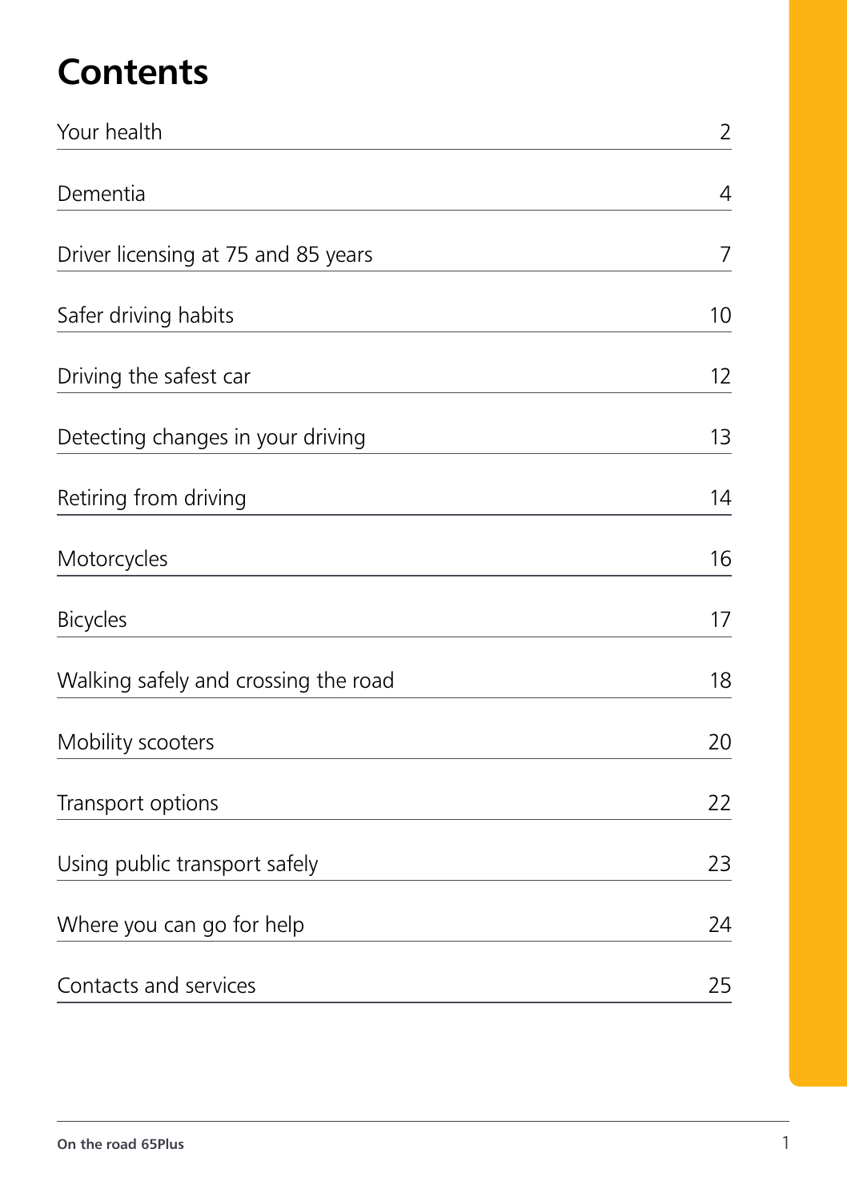# Contents

| | |
|---|---|
| Your health | 2 |
| Dementia | 4 |
| Driver licensing at 75 and 85 years | 7 |
| Safer driving habits | 10 |
| Driving the safest car | 12 |
| Detecting changes in your driving | 13 |
| Retiring from driving | 14 |
| Motorcycles | 16 |
| Bicycles | 17 |
| Walking safely and crossing the road | 18 |
| Mobility scooters | 20 |
| Transport options | 22 |
| Using public transport safely | 23 |
| Where you can go for help | 24 |
| Contacts and services | 25 |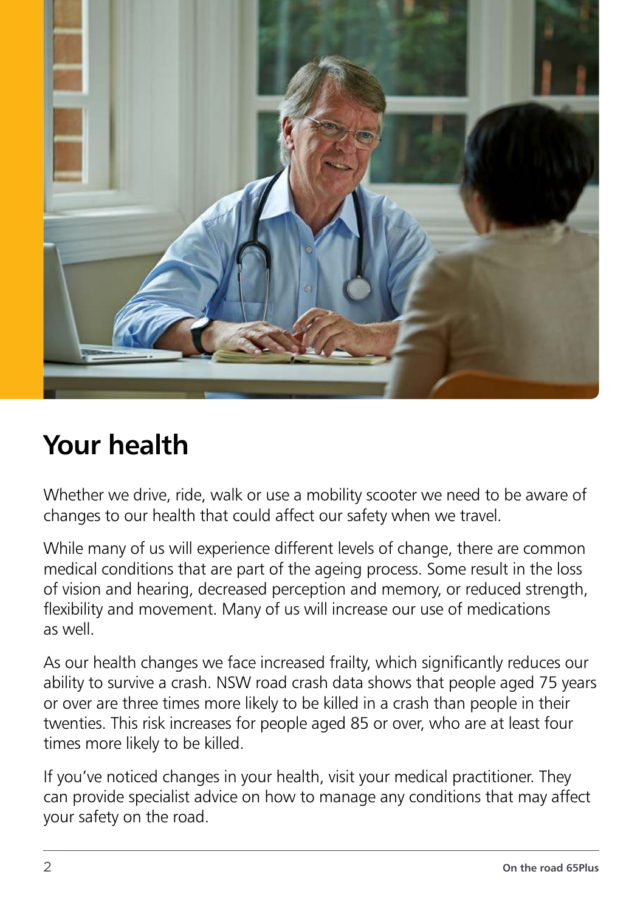# Your health

Whether we drive, ride, walk or use a mobility scooter we need to be aware of changes to our health that could affect our safety when we travel.

While many of us will experience different levels of change, there are common medical conditions that are part of the ageing process. Some result in the loss of vision and hearing, decreased perception and memory, or reduced strength, flexibility and movement. Many of us will increase our use of medications as well.

As our health changes we face increased frailty, which significantly reduces our ability to survive a crash. NSW road crash data shows that people aged 75 years or over are three times more likely to be killed in a crash than people in their twenties. This risk increases for people aged 85 or over, who are at least four times more likely to be killed.

If you've noticed changes in your health, visit your medical practitioner. They can provide specialist advice on how to manage any conditions that may affect your safety on the road.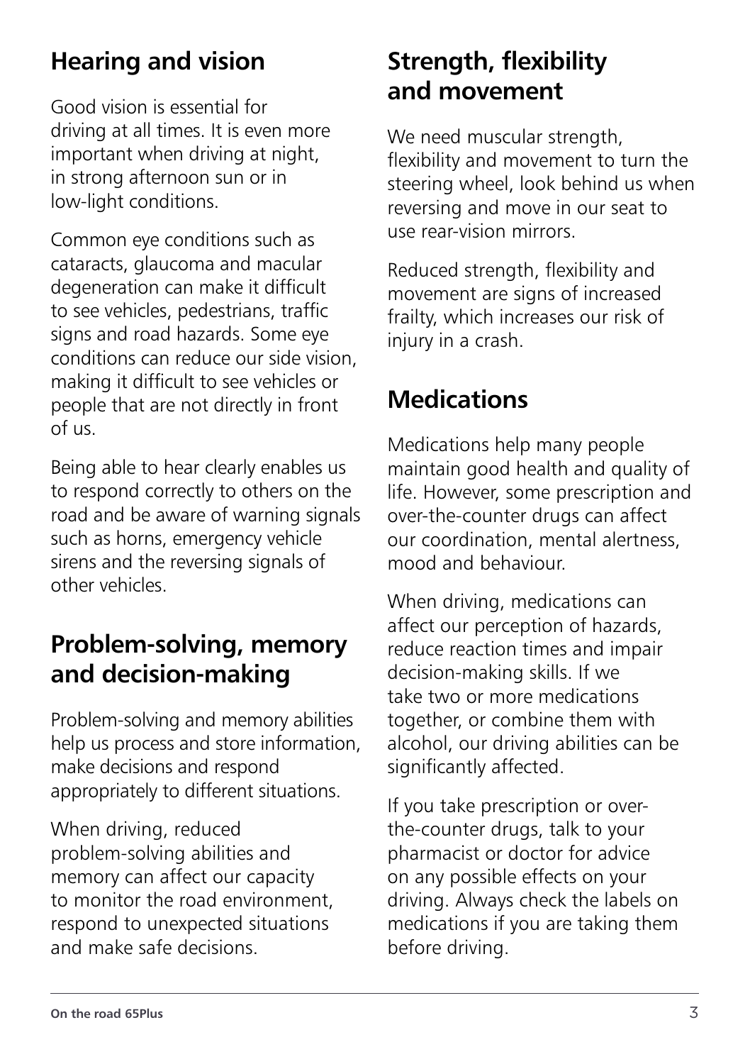## Hearing and vision

Good vision is essential for driving at all times. It is even more important when driving at night, in strong afternoon sun or in low-light conditions.

Common eye conditions such as cataracts, glaucoma and macular degeneration can make it difficult to see vehicles, pedestrians, traffic signs and road hazards. Some eye conditions can reduce our side vision, making it difficult to see vehicles or people that are not directly in front of us.

Being able to hear clearly enables us to respond correctly to others on the road and be aware of warning signals such as horns, emergency vehicle sirens and the reversing signals of other vehicles.

## Problem-solving, memory and decision-making

Problem-solving and memory abilities help us process and store information, make decisions and respond appropriately to different situations.

When driving, reduced problem-solving abilities and memory can affect our capacity to monitor the road environment, respond to unexpected situations and make safe decisions.

## Strength, flexibility and movement

We need muscular strength, flexibility and movement to turn the steering wheel, look behind us when reversing and move in our seat to use rear-vision mirrors.

Reduced strength, flexibility and movement are signs of increased frailty, which increases our risk of injury in a crash.

## Medications

Medications help many people maintain good health and quality of life. However, some prescription and over-the-counter drugs can affect our coordination, mental alertness, mood and behaviour.

When driving, medications can affect our perception of hazards, reduce reaction times and impair decision-making skills. If we take two or more medications together, or combine them with alcohol, our driving abilities can be significantly affected.

If you take prescription or over-the-counter drugs, talk to your pharmacist or doctor for advice on any possible effects on your driving. Always check the labels on medications if you are taking them before driving.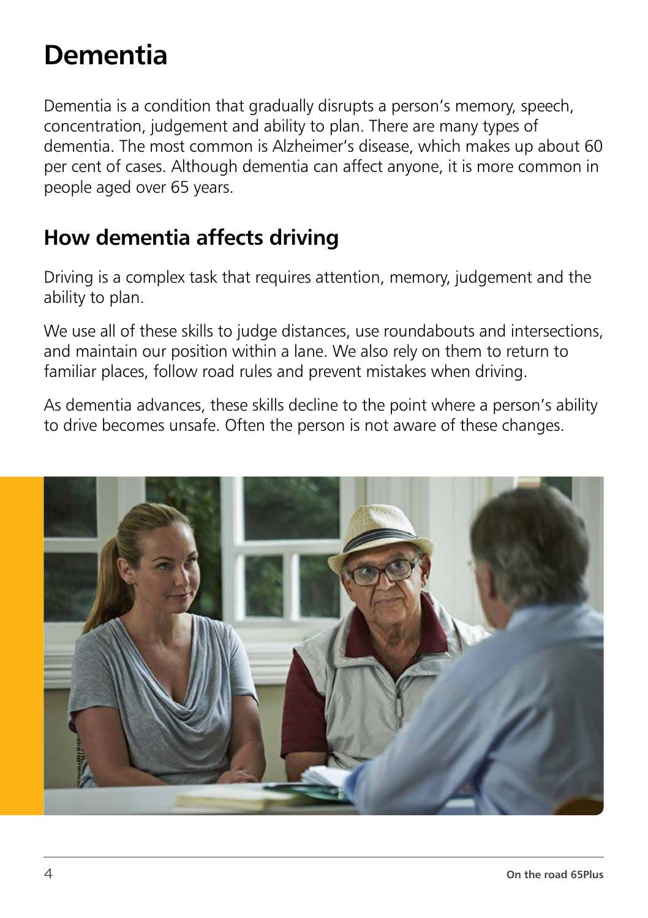# Dementia

Dementia is a condition that gradually disrupts a person's memory, speech, concentration, judgement and ability to plan. There are many types of dementia. The most common is Alzheimer's disease, which makes up about 60 per cent of cases. Although dementia can affect anyone, it is more common in people aged over 65 years.

## How dementia affects driving

Driving is a complex task that requires attention, memory, judgement and the ability to plan.

We use all of these skills to judge distances, use roundabouts and intersections, and maintain our position within a lane. We also rely on them to return to familiar places, follow road rules and prevent mistakes when driving.

As dementia advances, these skills decline to the point where a person's ability to drive becomes unsafe. Often the person is not aware of these changes.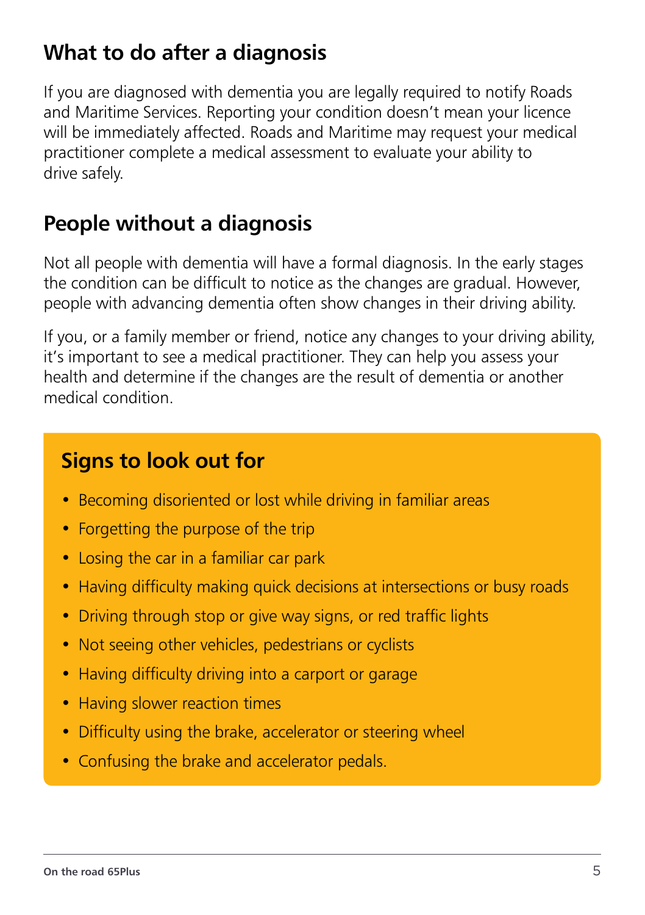## What to do after a diagnosis

If you are diagnosed with dementia you are legally required to notify Roads and Maritime Services. Reporting your condition doesn't mean your licence will be immediately affected. Roads and Maritime may request your medical practitioner complete a medical assessment to evaluate your ability to drive safely.

## People without a diagnosis

Not all people with dementia will have a formal diagnosis. In the early stages the condition can be difficult to notice as the changes are gradual. However, people with advancing dementia often show changes in their driving ability.

If you, or a family member or friend, notice any changes to your driving ability, it's important to see a medical practitioner. They can help you assess your health and determine if the changes are the result of dementia or another medical condition.

### Signs to look out for

- Becoming disoriented or lost while driving in familiar areas
- Forgetting the purpose of the trip
- Losing the car in a familiar car park
- Having difficulty making quick decisions at intersections or busy roads
- Driving through stop or give way signs, or red traffic lights
- Not seeing other vehicles, pedestrians or cyclists
- Having difficulty driving into a carport or garage
- Having slower reaction times
- Difficulty using the brake, accelerator or steering wheel
- Confusing the brake and accelerator pedals.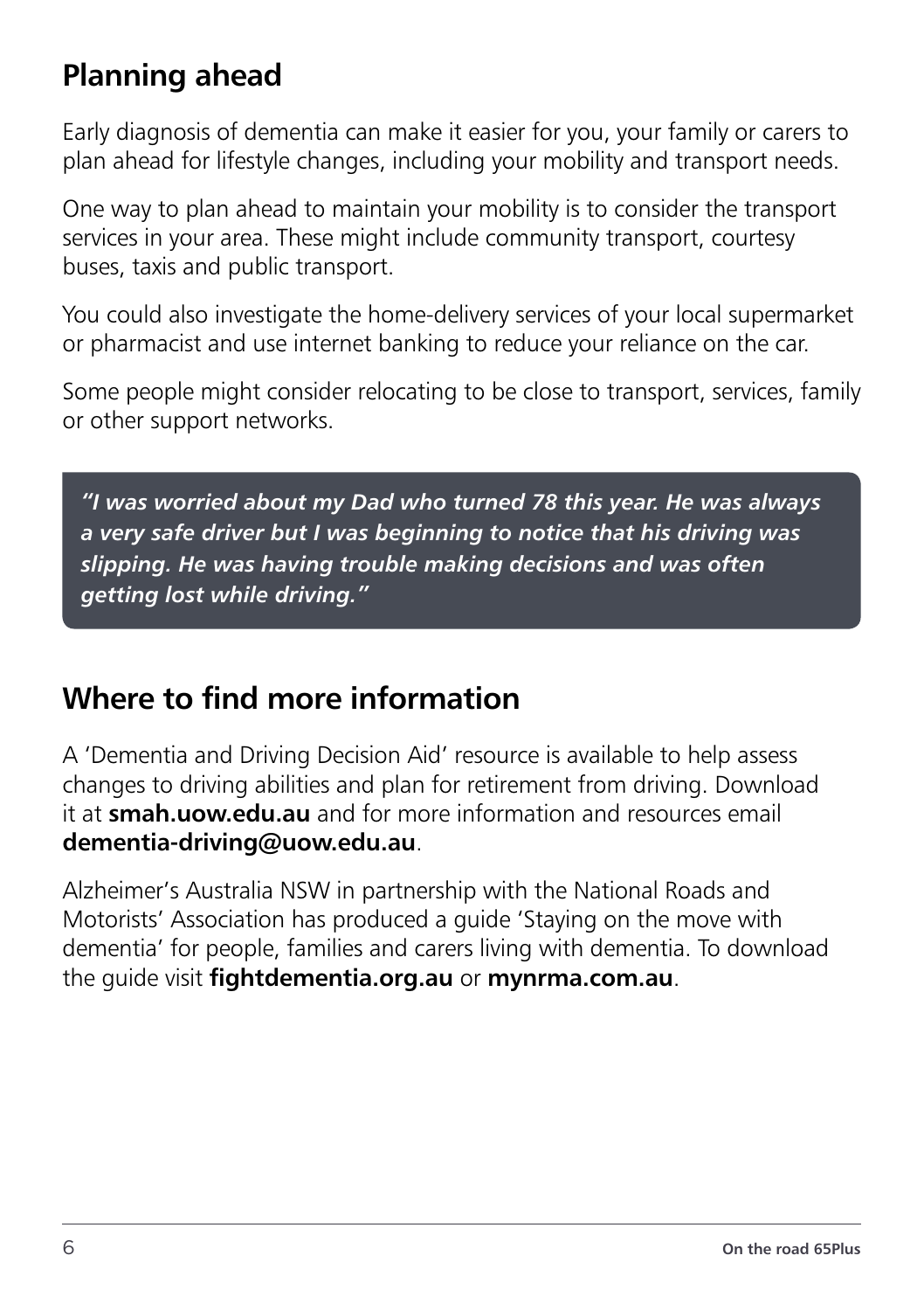## Planning ahead

Early diagnosis of dementia can make it easier for you, your family or carers to plan ahead for lifestyle changes, including your mobility and transport needs.

One way to plan ahead to maintain your mobility is to consider the transport services in your area. These might include community transport, courtesy buses, taxis and public transport.

You could also investigate the home-delivery services of your local supermarket or pharmacist and use internet banking to reduce your reliance on the car.

Some people might consider relocating to be close to transport, services, family or other support networks.

> ***"I was worried about my Dad who turned 78 this year. He was always a very safe driver but I was beginning to notice that his driving was slipping. He was having trouble making decisions and was often getting lost while driving."***

## Where to find more information

A 'Dementia and Driving Decision Aid' resource is available to help assess changes to driving abilities and plan for retirement from driving. Download it at **smah.uow.edu.au** and for more information and resources email **dementia-driving@uow.edu.au**.

Alzheimer's Australia NSW in partnership with the National Roads and Motorists' Association has produced a guide 'Staying on the move with dementia' for people, families and carers living with dementia. To download the guide visit **fightdementia.org.au** or **mynrma.com.au**.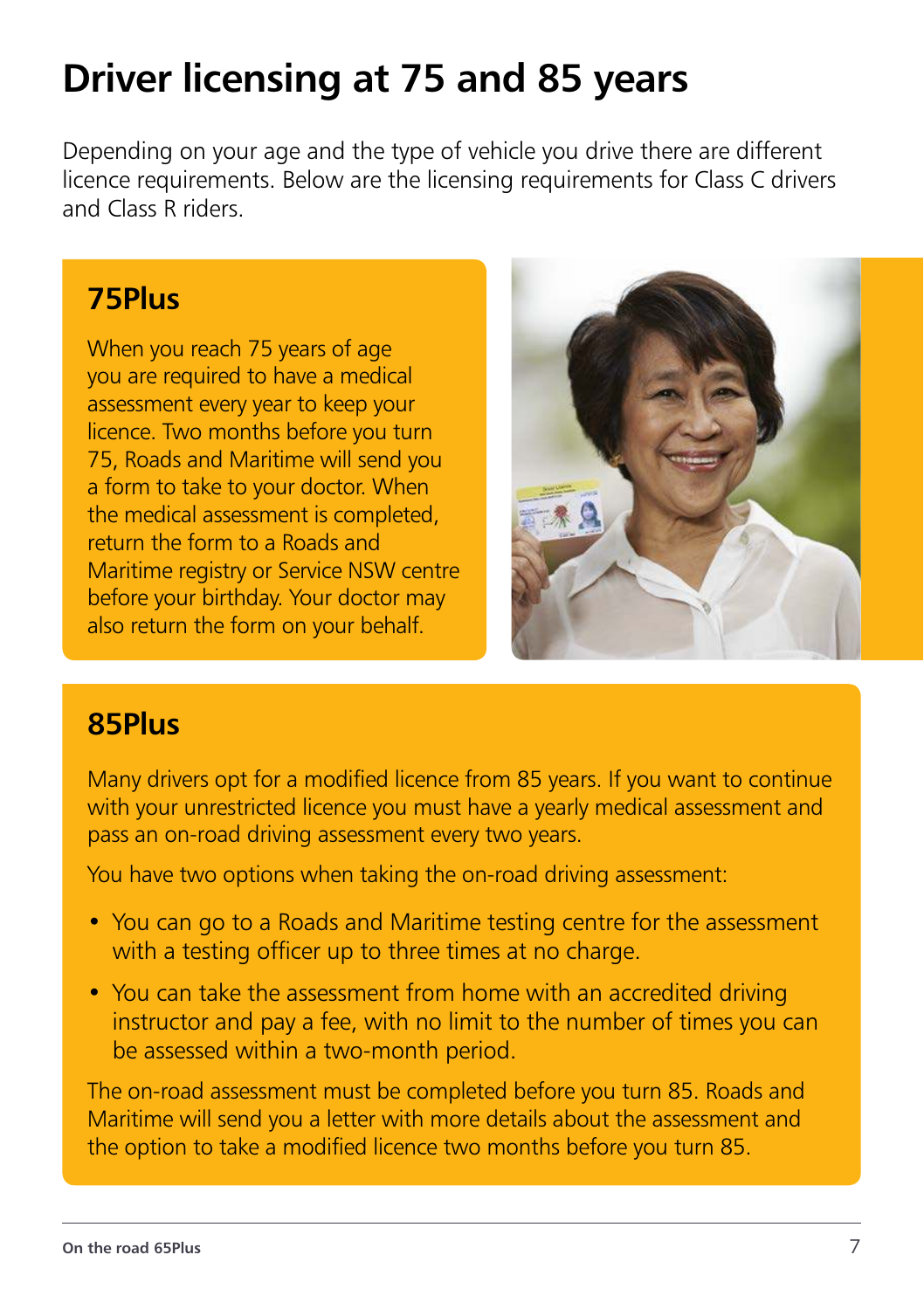# Driver licensing at 75 and 85 years

Depending on your age and the type of vehicle you drive there are different licence requirements. Below are the licensing requirements for Class C drivers and Class R riders.

## 75Plus

When you reach 75 years of age you are required to have a medical assessment every year to keep your licence. Two months before you turn 75, Roads and Maritime will send you a form to take to your doctor. When the medical assessment is completed, return the form to a Roads and Maritime registry or Service NSW centre before your birthday. Your doctor may also return the form on your behalf.

## 85Plus

Many drivers opt for a modified licence from 85 years. If you want to continue with your unrestricted licence you must have a yearly medical assessment and pass an on-road driving assessment every two years.

You have two options when taking the on-road driving assessment:

- You can go to a Roads and Maritime testing centre for the assessment with a testing officer up to three times at no charge.
- You can take the assessment from home with an accredited driving instructor and pay a fee, with no limit to the number of times you can be assessed within a two-month period.

The on-road assessment must be completed before you turn 85. Roads and Maritime will send you a letter with more details about the assessment and the option to take a modified licence two months before you turn 85.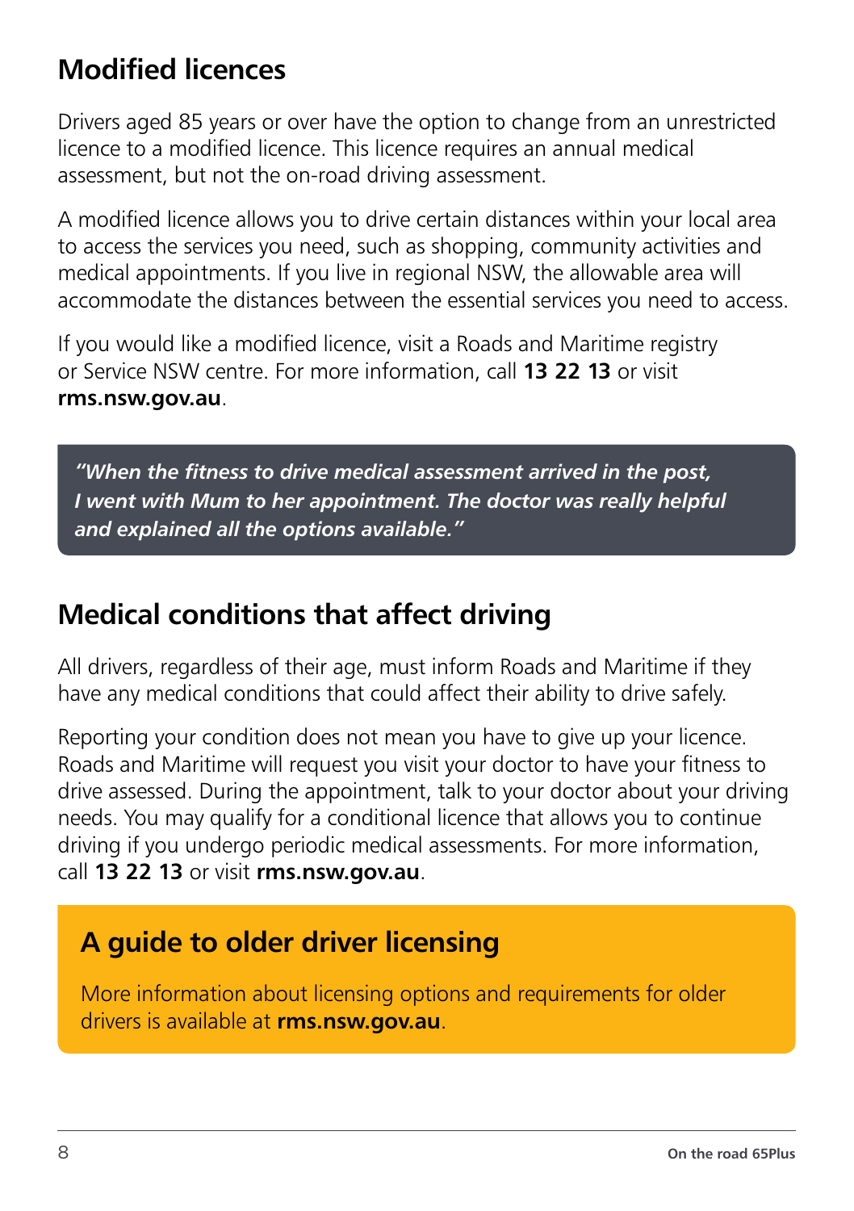## Modified licences

Drivers aged 85 years or over have the option to change from an unrestricted licence to a modified licence. This licence requires an annual medical assessment, but not the on-road driving assessment.

A modified licence allows you to drive certain distances within your local area to access the services you need, such as shopping, community activities and medical appointments. If you live in regional NSW, the allowable area will accommodate the distances between the essential services you need to access.

If you would like a modified licence, visit a Roads and Maritime registry or Service NSW centre. For more information, call **13 22 13** or visit **rms.nsw.gov.au**.

> ***"When the fitness to drive medical assessment arrived in the post, I went with Mum to her appointment. The doctor was really helpful and explained all the options available."***

## Medical conditions that affect driving

All drivers, regardless of their age, must inform Roads and Maritime if they have any medical conditions that could affect their ability to drive safely.

Reporting your condition does not mean you have to give up your licence. Roads and Maritime will request you visit your doctor to have your fitness to drive assessed. During the appointment, talk to your doctor about your driving needs. You may qualify for a conditional licence that allows you to continue driving if you undergo periodic medical assessments. For more information, call **13 22 13** or visit **rms.nsw.gov.au**.

## A guide to older driver licensing

More information about licensing options and requirements for older drivers is available at **rms.nsw.gov.au**.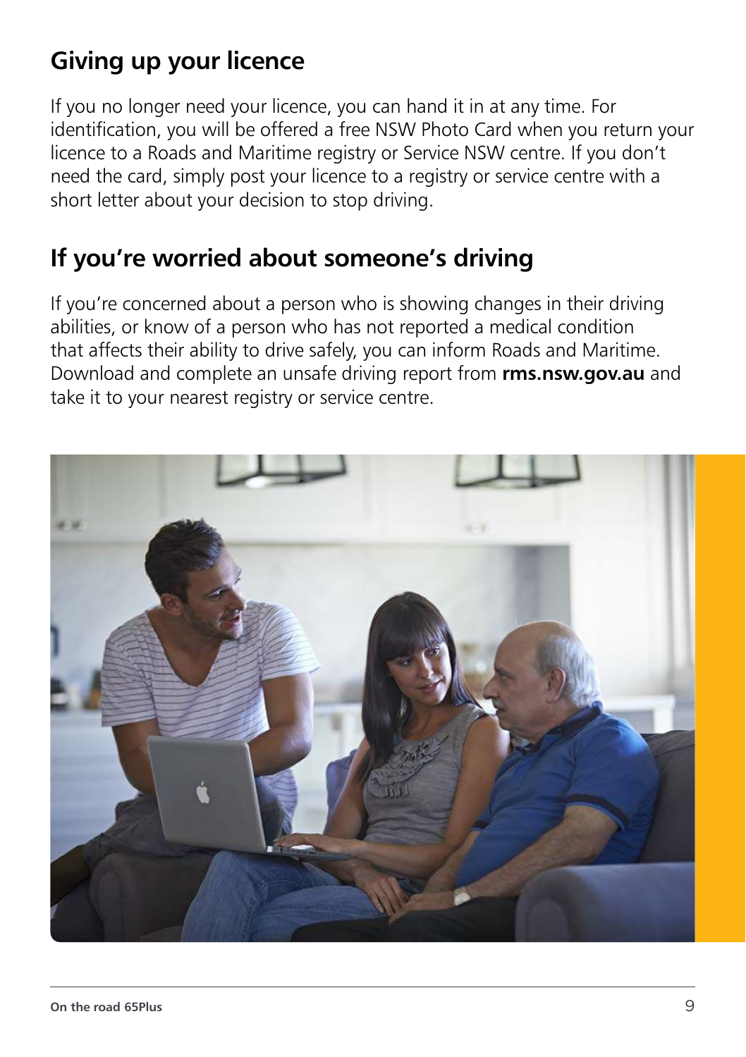## Giving up your licence

If you no longer need your licence, you can hand it in at any time. For identification, you will be offered a free NSW Photo Card when you return your licence to a Roads and Maritime registry or Service NSW centre. If you don't need the card, simply post your licence to a registry or service centre with a short letter about your decision to stop driving.

## If you're worried about someone's driving

If you're concerned about a person who is showing changes in their driving abilities, or know of a person who has not reported a medical condition that affects their ability to drive safely, you can inform Roads and Maritime. Download and complete an unsafe driving report from **rms.nsw.gov.au** and take it to your nearest registry or service centre.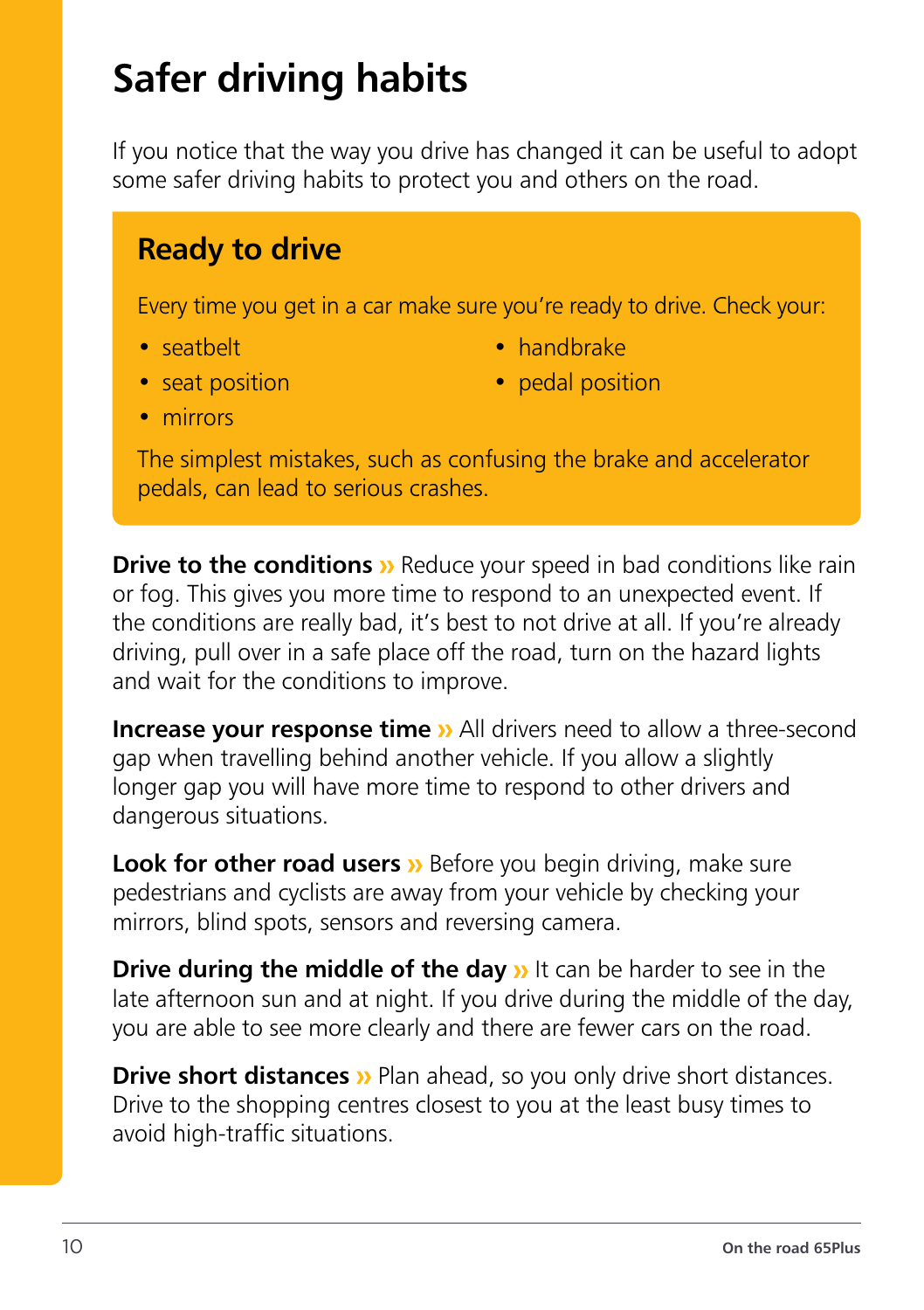# Safer driving habits

If you notice that the way you drive has changed it can be useful to adopt some safer driving habits to protect you and others on the road.

## Ready to drive

Every time you get in a car make sure you're ready to drive. Check your:

- seatbelt
- seat position
- mirrors
- handbrake
- pedal position

The simplest mistakes, such as confusing the brake and accelerator pedals, can lead to serious crashes.

**Drive to the conditions »** Reduce your speed in bad conditions like rain or fog. This gives you more time to respond to an unexpected event. If the conditions are really bad, it's best to not drive at all. If you're already driving, pull over in a safe place off the road, turn on the hazard lights and wait for the conditions to improve.

**Increase your response time »** All drivers need to allow a three-second gap when travelling behind another vehicle. If you allow a slightly longer gap you will have more time to respond to other drivers and dangerous situations.

**Look for other road users »** Before you begin driving, make sure pedestrians and cyclists are away from your vehicle by checking your mirrors, blind spots, sensors and reversing camera.

**Drive during the middle of the day »** It can be harder to see in the late afternoon sun and at night. If you drive during the middle of the day, you are able to see more clearly and there are fewer cars on the road.

**Drive short distances »** Plan ahead, so you only drive short distances. Drive to the shopping centres closest to you at the least busy times to avoid high-traffic situations.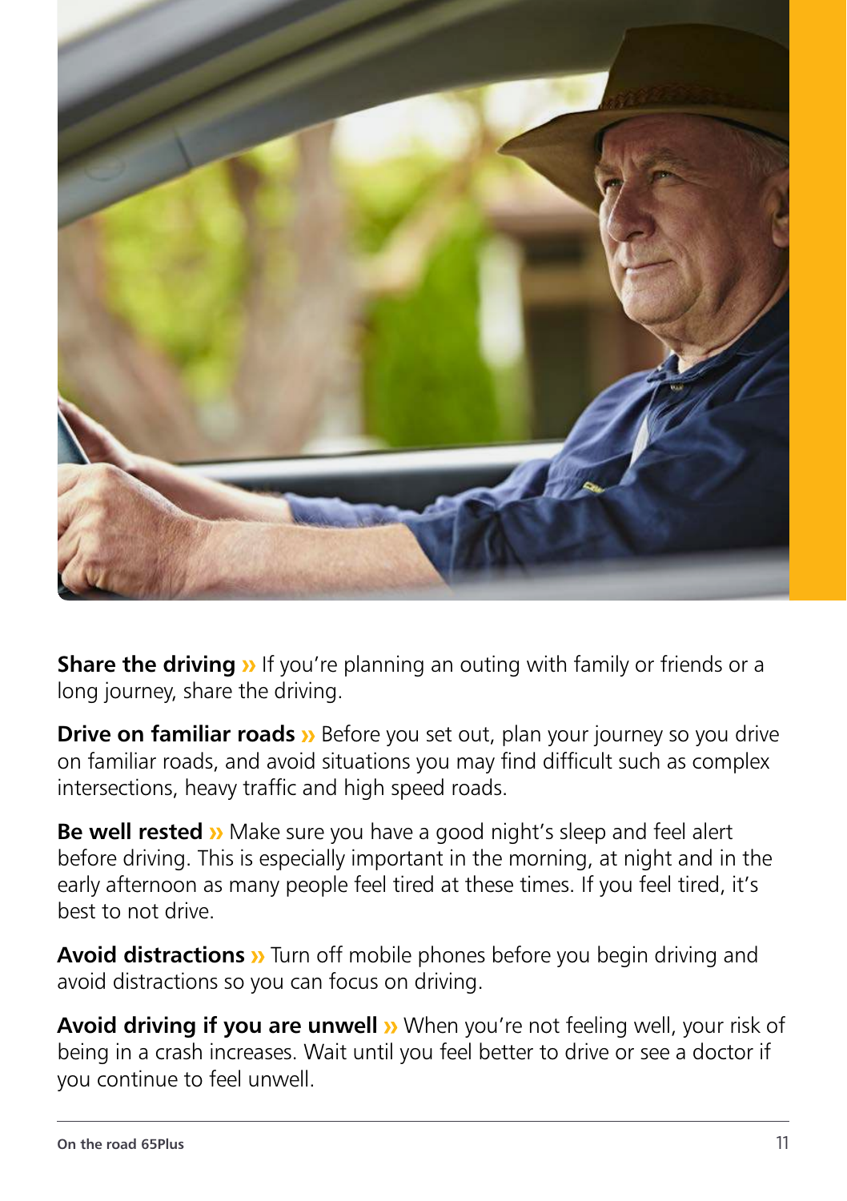**Share the driving »** If you're planning an outing with family or friends or a long journey, share the driving.

**Drive on familiar roads »** Before you set out, plan your journey so you drive on familiar roads, and avoid situations you may find difficult such as complex intersections, heavy traffic and high speed roads.

**Be well rested »** Make sure you have a good night's sleep and feel alert before driving. This is especially important in the morning, at night and in the early afternoon as many people feel tired at these times. If you feel tired, it's best to not drive.

**Avoid distractions »** Turn off mobile phones before you begin driving and avoid distractions so you can focus on driving.

**Avoid driving if you are unwell »** When you're not feeling well, your risk of being in a crash increases. Wait until you feel better to drive or see a doctor if you continue to feel unwell.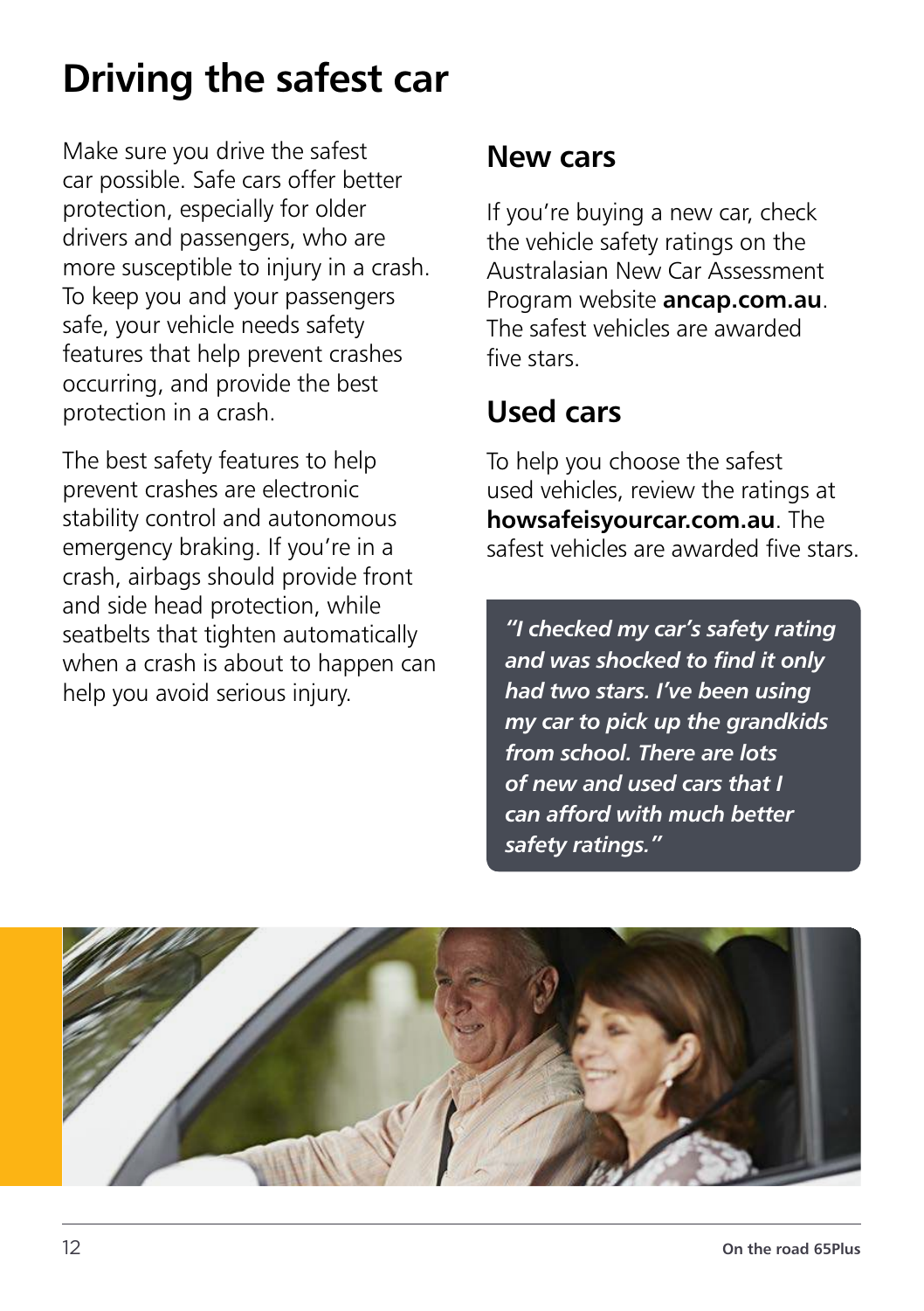# Driving the safest car

Make sure you drive the safest car possible. Safe cars offer better protection, especially for older drivers and passengers, who are more susceptible to injury in a crash. To keep you and your passengers safe, your vehicle needs safety features that help prevent crashes occurring, and provide the best protection in a crash.

The best safety features to help prevent crashes are electronic stability control and autonomous emergency braking. If you're in a crash, airbags should provide front and side head protection, while seatbelts that tighten automatically when a crash is about to happen can help you avoid serious injury.

## New cars

If you're buying a new car, check the vehicle safety ratings on the Australasian New Car Assessment Program website **ancap.com.au**. The safest vehicles are awarded five stars.

## Used cars

To help you choose the safest used vehicles, review the ratings at **howsafeisyourcar.com.au**. The safest vehicles are awarded five stars.

***"I checked my car's safety rating and was shocked to find it only had two stars. I've been using my car to pick up the grandkids from school. There are lots of new and used cars that I can afford with much better safety ratings."***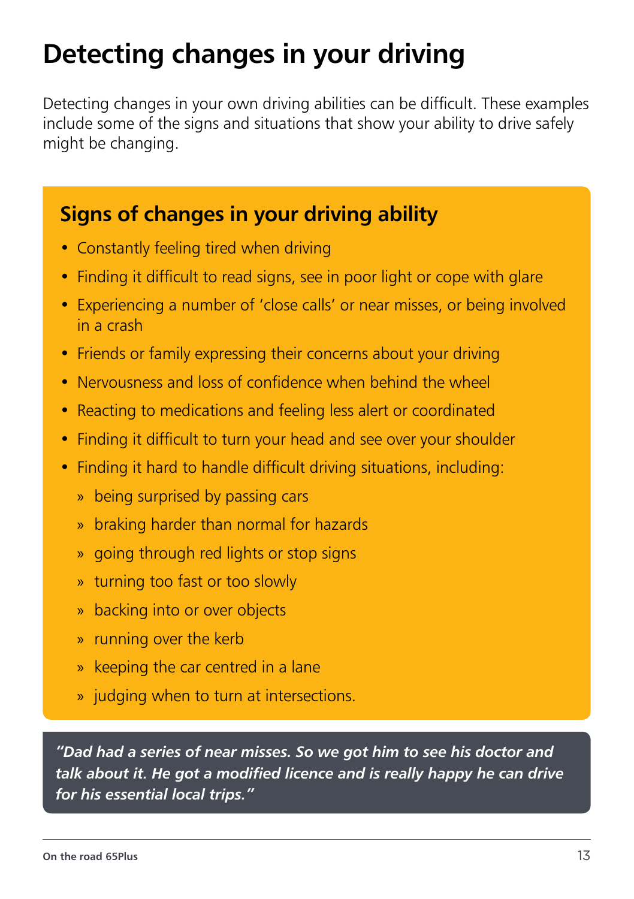# Detecting changes in your driving

Detecting changes in your own driving abilities can be difficult. These examples include some of the signs and situations that show your ability to drive safely might be changing.

## Signs of changes in your driving ability

- Constantly feeling tired when driving
- Finding it difficult to read signs, see in poor light or cope with glare
- Experiencing a number of 'close calls' or near misses, or being involved in a crash
- Friends or family expressing their concerns about your driving
- Nervousness and loss of confidence when behind the wheel
- Reacting to medications and feeling less alert or coordinated
- Finding it difficult to turn your head and see over your shoulder
- Finding it hard to handle difficult driving situations, including:
  - being surprised by passing cars
  - braking harder than normal for hazards
  - going through red lights or stop signs
  - turning too fast or too slowly
  - backing into or over objects
  - running over the kerb
  - keeping the car centred in a lane
  - judging when to turn at intersections.

***"Dad had a series of near misses. So we got him to see his doctor and talk about it. He got a modified licence and is really happy he can drive for his essential local trips."***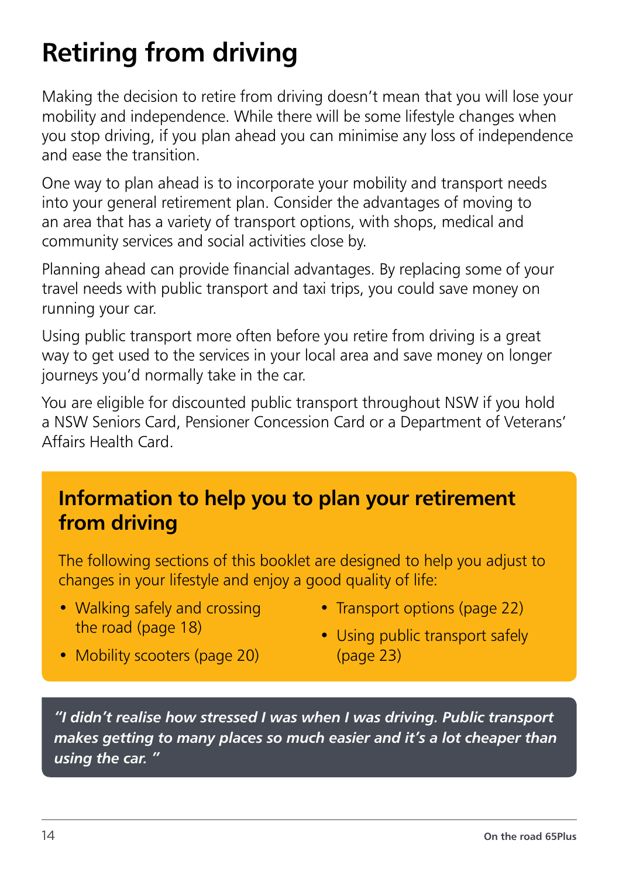# Retiring from driving

Making the decision to retire from driving doesn't mean that you will lose your mobility and independence. While there will be some lifestyle changes when you stop driving, if you plan ahead you can minimise any loss of independence and ease the transition.

One way to plan ahead is to incorporate your mobility and transport needs into your general retirement plan. Consider the advantages of moving to an area that has a variety of transport options, with shops, medical and community services and social activities close by.

Planning ahead can provide financial advantages. By replacing some of your travel needs with public transport and taxi trips, you could save money on running your car.

Using public transport more often before you retire from driving is a great way to get used to the services in your local area and save money on longer journeys you'd normally take in the car.

You are eligible for discounted public transport throughout NSW if you hold a NSW Seniors Card, Pensioner Concession Card or a Department of Veterans' Affairs Health Card.

## Information to help you to plan your retirement from driving

The following sections of this booklet are designed to help you adjust to changes in your lifestyle and enjoy a good quality of life:

- Walking safely and crossing the road (page 18)
- Mobility scooters (page 20)
- Transport options (page 22)
- Using public transport safely (page 23)

***"I didn't realise how stressed I was when I was driving. Public transport makes getting to many places so much easier and it's a lot cheaper than using the car."***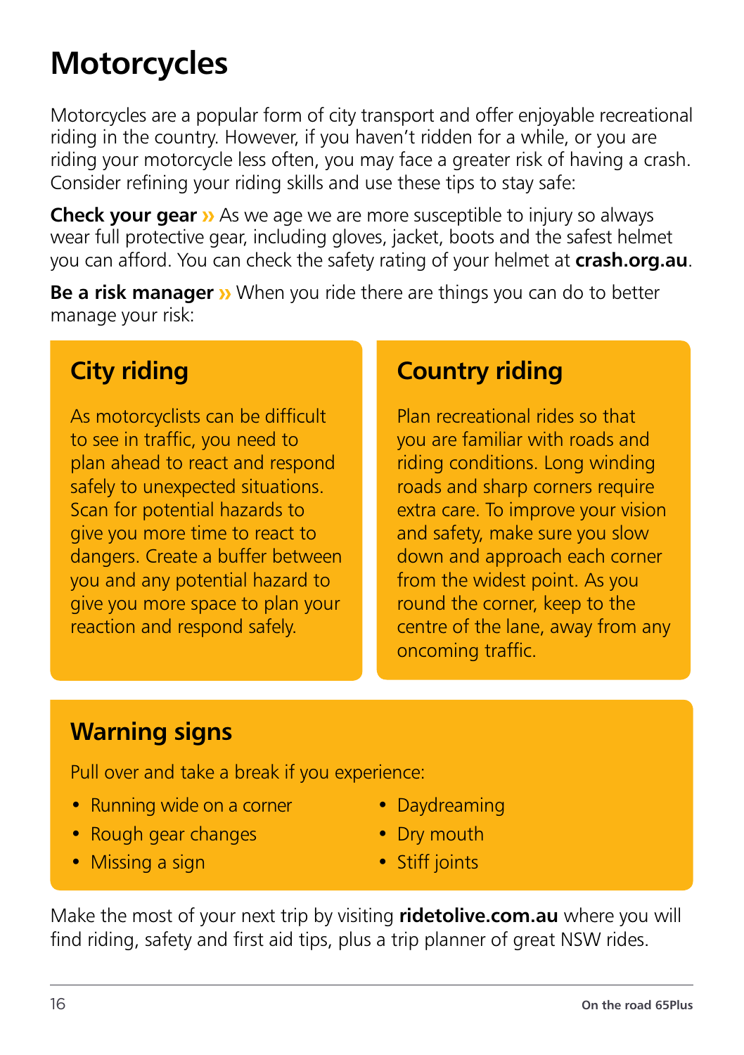# Motorcycles

Motorcycles are a popular form of city transport and offer enjoyable recreational riding in the country. However, if you haven't ridden for a while, or you are riding your motorcycle less often, you may face a greater risk of having a crash. Consider refining your riding skills and use these tips to stay safe:

**Check your gear »** As we age we are more susceptible to injury so always wear full protective gear, including gloves, jacket, boots and the safest helmet you can afford. You can check the safety rating of your helmet at **crash.org.au**.

**Be a risk manager »** When you ride there are things you can do to better manage your risk:

## City riding

As motorcyclists can be difficult to see in traffic, you need to plan ahead to react and respond safely to unexpected situations. Scan for potential hazards to give you more time to react to dangers. Create a buffer between you and any potential hazard to give you more space to plan your reaction and respond safely.

## Country riding

Plan recreational rides so that you are familiar with roads and riding conditions. Long winding roads and sharp corners require extra care. To improve your vision and safety, make sure you slow down and approach each corner from the widest point. As you round the corner, keep to the centre of the lane, away from any oncoming traffic.

## Warning signs

Pull over and take a break if you experience:

- Running wide on a corner
- Rough gear changes
- Missing a sign
- Daydreaming
- Dry mouth
- Stiff joints

Make the most of your next trip by visiting **ridetolive.com.au** where you will find riding, safety and first aid tips, plus a trip planner of great NSW rides.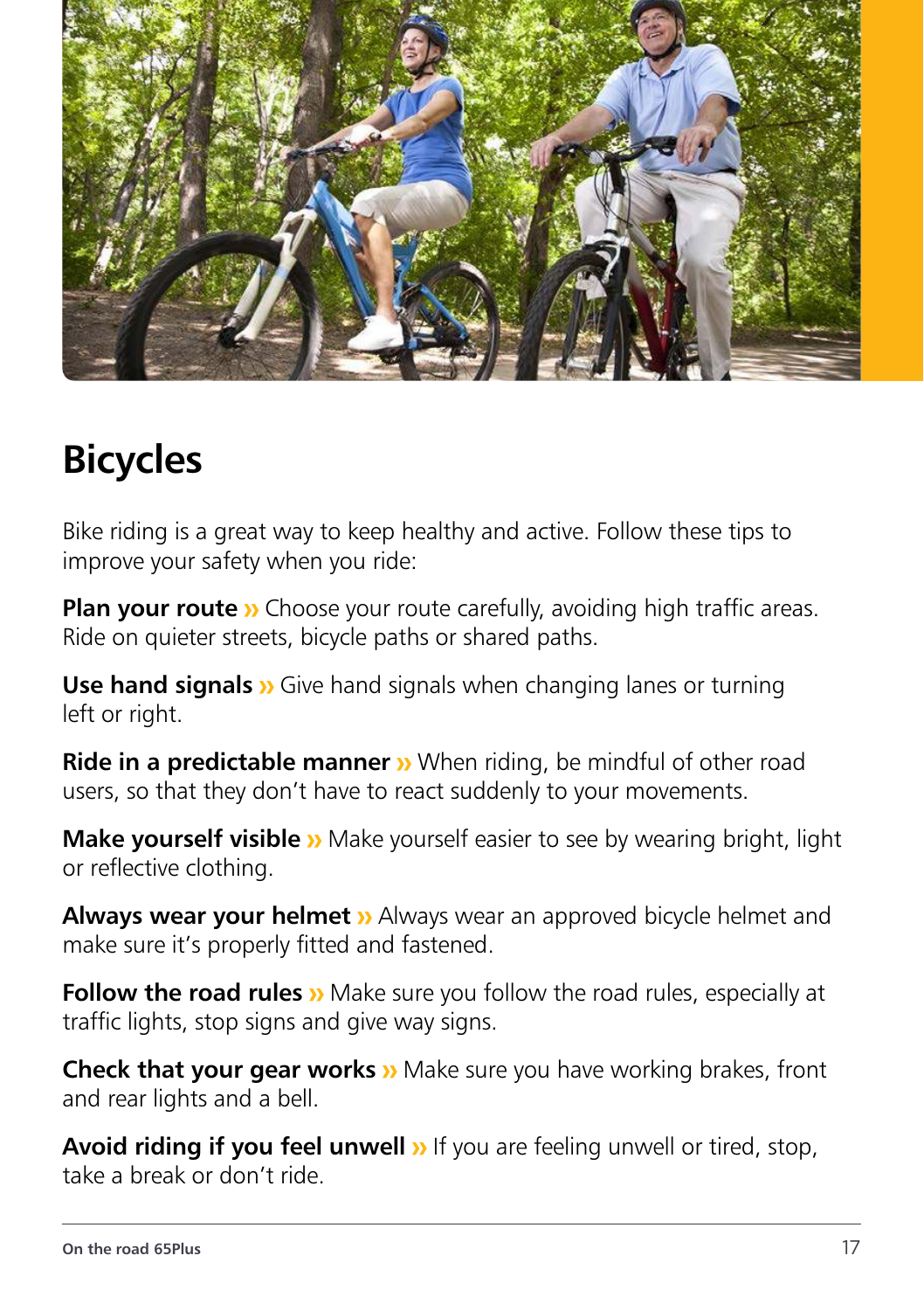# Bicycles

Bike riding is a great way to keep healthy and active. Follow these tips to improve your safety when you ride:

**Plan your route »** Choose your route carefully, avoiding high traffic areas. Ride on quieter streets, bicycle paths or shared paths.

**Use hand signals »** Give hand signals when changing lanes or turning left or right.

**Ride in a predictable manner »** When riding, be mindful of other road users, so that they don't have to react suddenly to your movements.

**Make yourself visible »** Make yourself easier to see by wearing bright, light or reflective clothing.

**Always wear your helmet »** Always wear an approved bicycle helmet and make sure it's properly fitted and fastened.

**Follow the road rules »** Make sure you follow the road rules, especially at traffic lights, stop signs and give way signs.

**Check that your gear works »** Make sure you have working brakes, front and rear lights and a bell.

**Avoid riding if you feel unwell »** If you are feeling unwell or tired, stop, take a break or don't ride.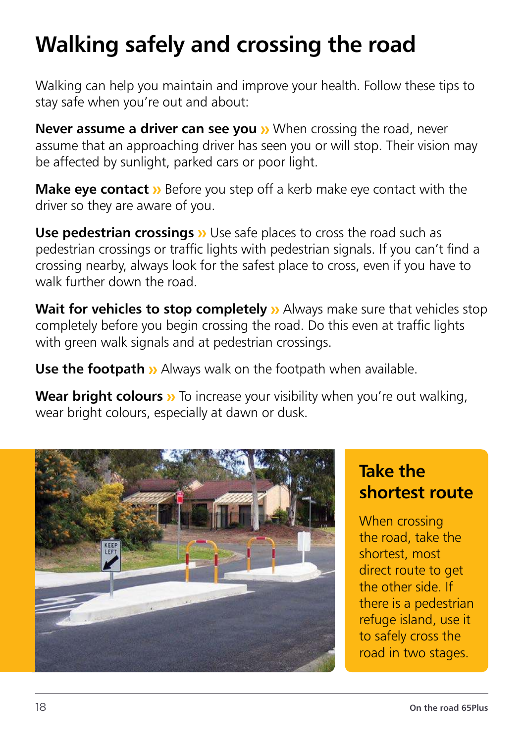# Walking safely and crossing the road

Walking can help you maintain and improve your health. Follow these tips to stay safe when you're out and about:

**Never assume a driver can see you »** When crossing the road, never assume that an approaching driver has seen you or will stop. Their vision may be affected by sunlight, parked cars or poor light.

**Make eye contact »** Before you step off a kerb make eye contact with the driver so they are aware of you.

**Use pedestrian crossings »** Use safe places to cross the road such as pedestrian crossings or traffic lights with pedestrian signals. If you can't find a crossing nearby, always look for the safest place to cross, even if you have to walk further down the road.

**Wait for vehicles to stop completely »** Always make sure that vehicles stop completely before you begin crossing the road. Do this even at traffic lights with green walk signals and at pedestrian crossings.

**Use the footpath »** Always walk on the footpath when available.

**Wear bright colours »** To increase your visibility when you're out walking, wear bright colours, especially at dawn or dusk.

## Take the shortest route

When crossing the road, take the shortest, most direct route to get the other side. If there is a pedestrian refuge island, use it to safely cross the road in two stages.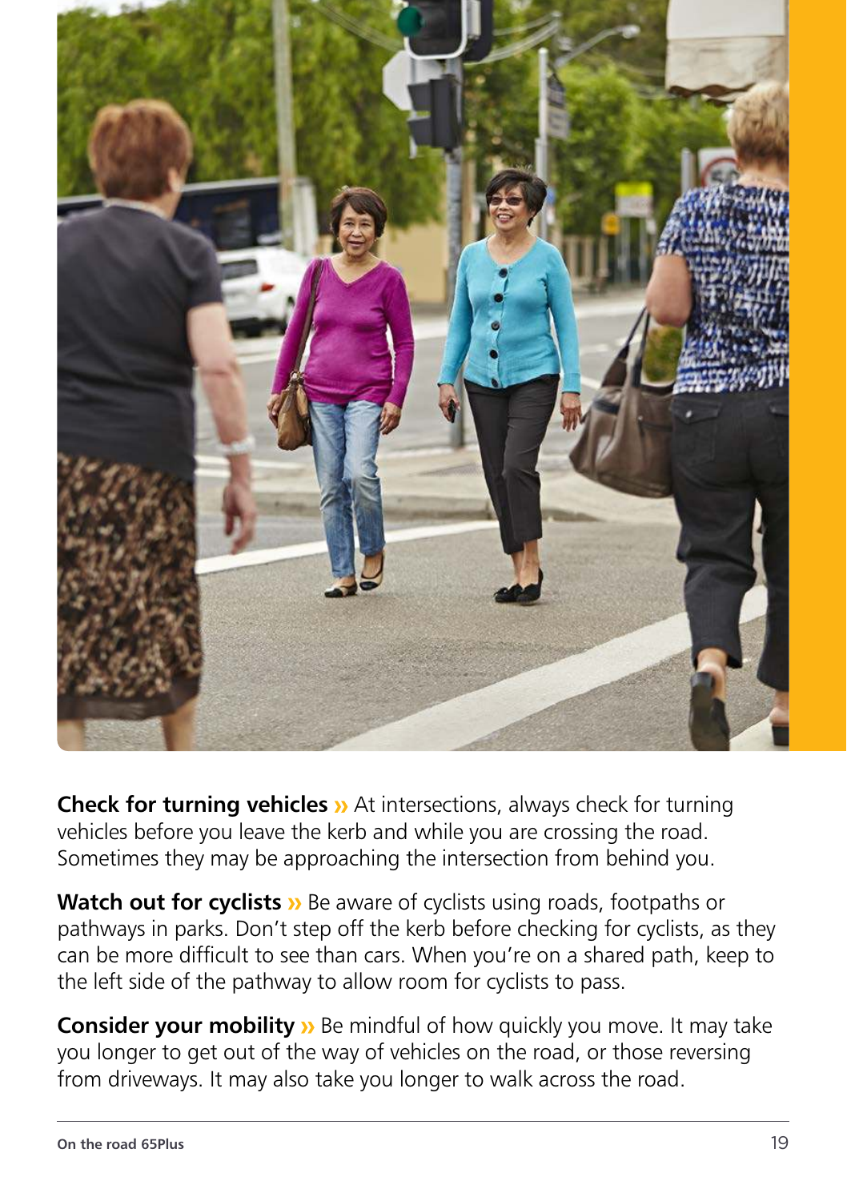**Check for turning vehicles »** At intersections, always check for turning vehicles before you leave the kerb and while you are crossing the road. Sometimes they may be approaching the intersection from behind you.

**Watch out for cyclists »** Be aware of cyclists using roads, footpaths or pathways in parks. Don't step off the kerb before checking for cyclists, as they can be more difficult to see than cars. When you're on a shared path, keep to the left side of the pathway to allow room for cyclists to pass.

**Consider your mobility »** Be mindful of how quickly you move. It may take you longer to get out of the way of vehicles on the road, or those reversing from driveways. It may also take you longer to walk across the road.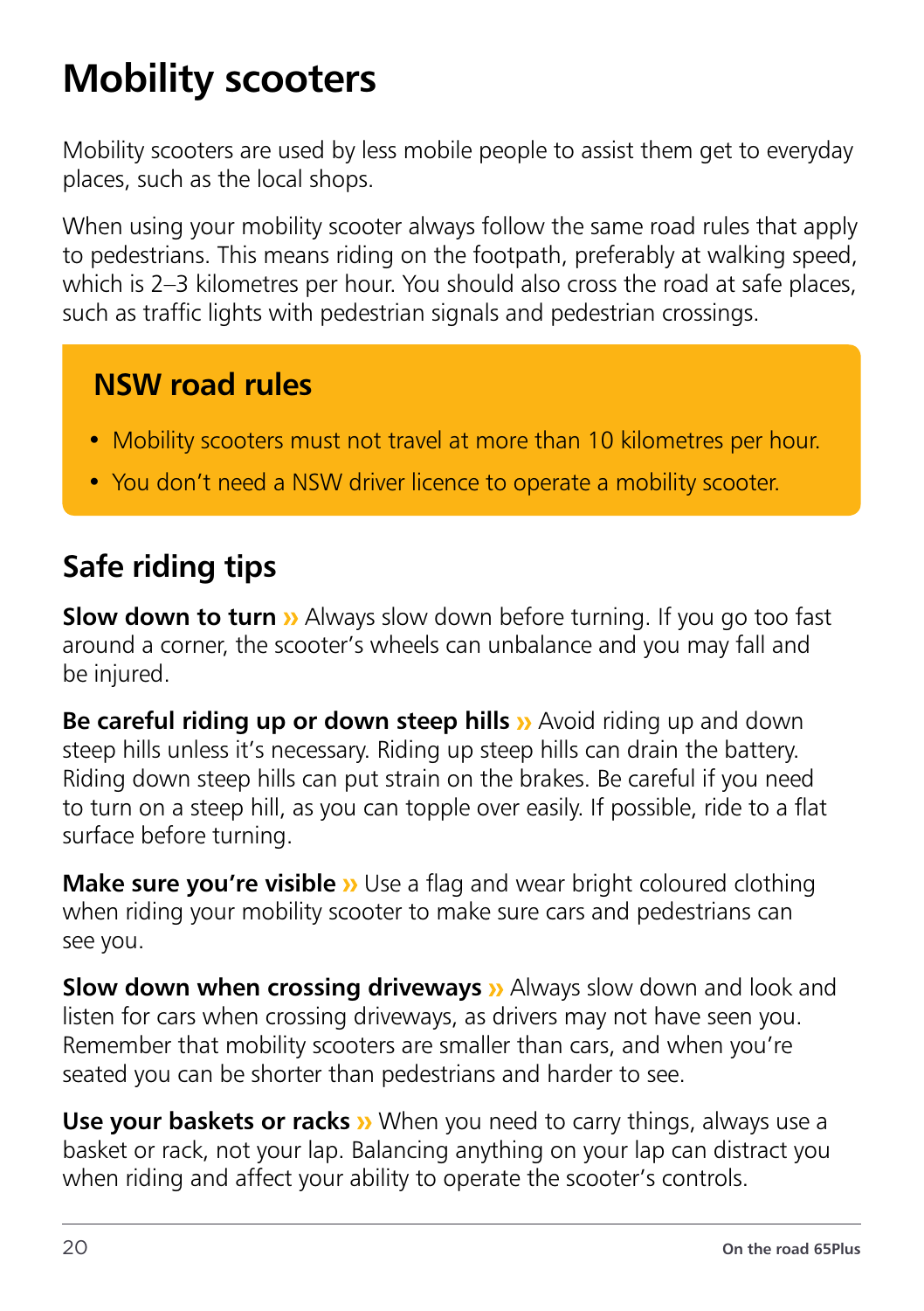# Mobility scooters

Mobility scooters are used by less mobile people to assist them get to everyday places, such as the local shops.

When using your mobility scooter always follow the same road rules that apply to pedestrians. This means riding on the footpath, preferably at walking speed, which is 2–3 kilometres per hour. You should also cross the road at safe places, such as traffic lights with pedestrian signals and pedestrian crossings.

## NSW road rules

- Mobility scooters must not travel at more than 10 kilometres per hour.
- You don't need a NSW driver licence to operate a mobility scooter.

## Safe riding tips

**Slow down to turn »** Always slow down before turning. If you go too fast around a corner, the scooter's wheels can unbalance and you may fall and be injured.

**Be careful riding up or down steep hills »** Avoid riding up and down steep hills unless it's necessary. Riding up steep hills can drain the battery. Riding down steep hills can put strain on the brakes. Be careful if you need to turn on a steep hill, as you can topple over easily. If possible, ride to a flat surface before turning.

**Make sure you're visible »** Use a flag and wear bright coloured clothing when riding your mobility scooter to make sure cars and pedestrians can see you.

**Slow down when crossing driveways »** Always slow down and look and listen for cars when crossing driveways, as drivers may not have seen you. Remember that mobility scooters are smaller than cars, and when you're seated you can be shorter than pedestrians and harder to see.

**Use your baskets or racks »** When you need to carry things, always use a basket or rack, not your lap. Balancing anything on your lap can distract you when riding and affect your ability to operate the scooter's controls.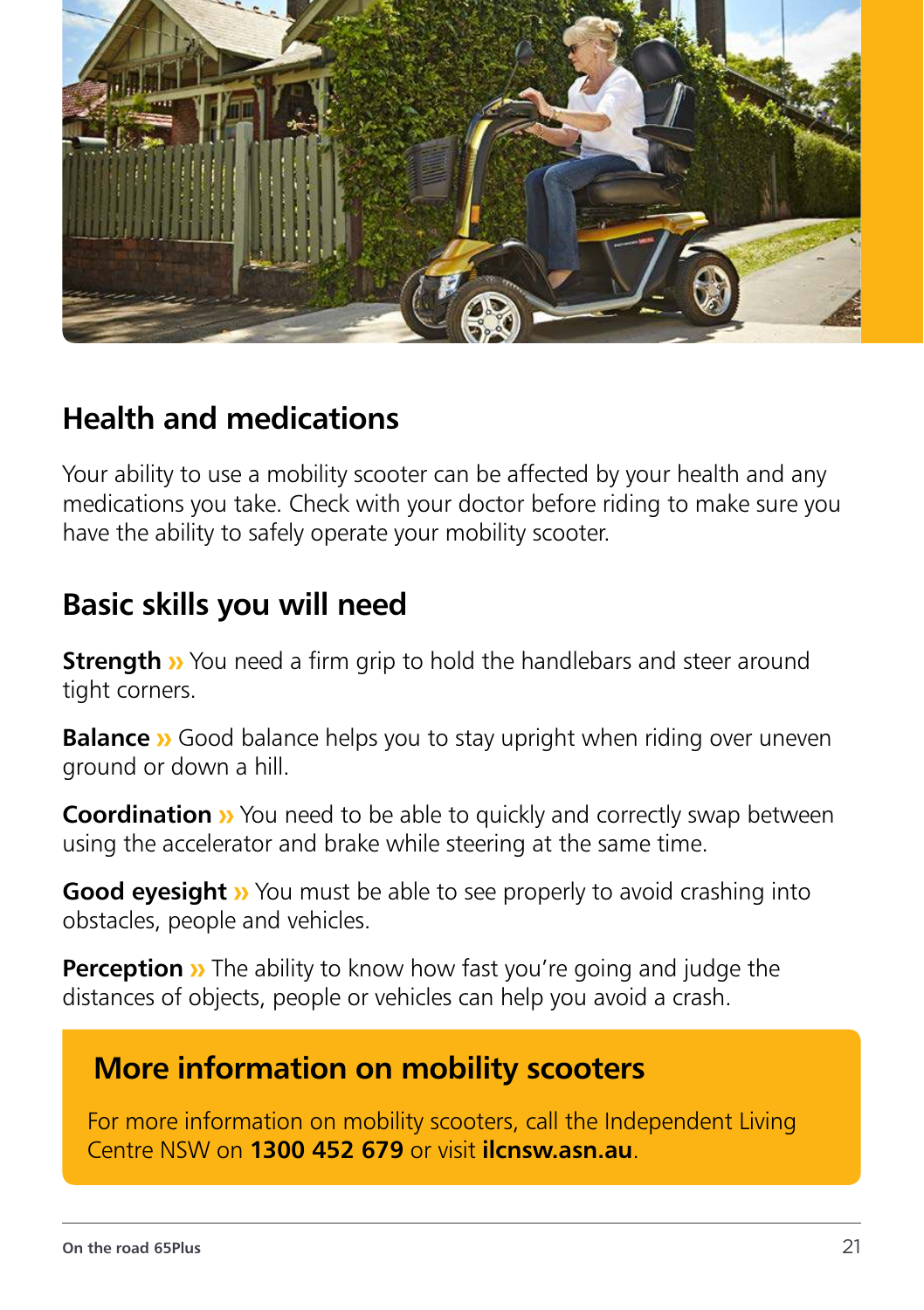## Health and medications

Your ability to use a mobility scooter can be affected by your health and any medications you take. Check with your doctor before riding to make sure you have the ability to safely operate your mobility scooter.

## Basic skills you will need

**Strength** » You need a firm grip to hold the handlebars and steer around tight corners.

**Balance** » Good balance helps you to stay upright when riding over uneven ground or down a hill.

**Coordination** » You need to be able to quickly and correctly swap between using the accelerator and brake while steering at the same time.

**Good eyesight** » You must be able to see properly to avoid crashing into obstacles, people and vehicles.

**Perception** » The ability to know how fast you're going and judge the distances of objects, people or vehicles can help you avoid a crash.

### More information on mobility scooters

For more information on mobility scooters, call the Independent Living Centre NSW on **1300 452 679** or visit **ilcnsw.asn.au**.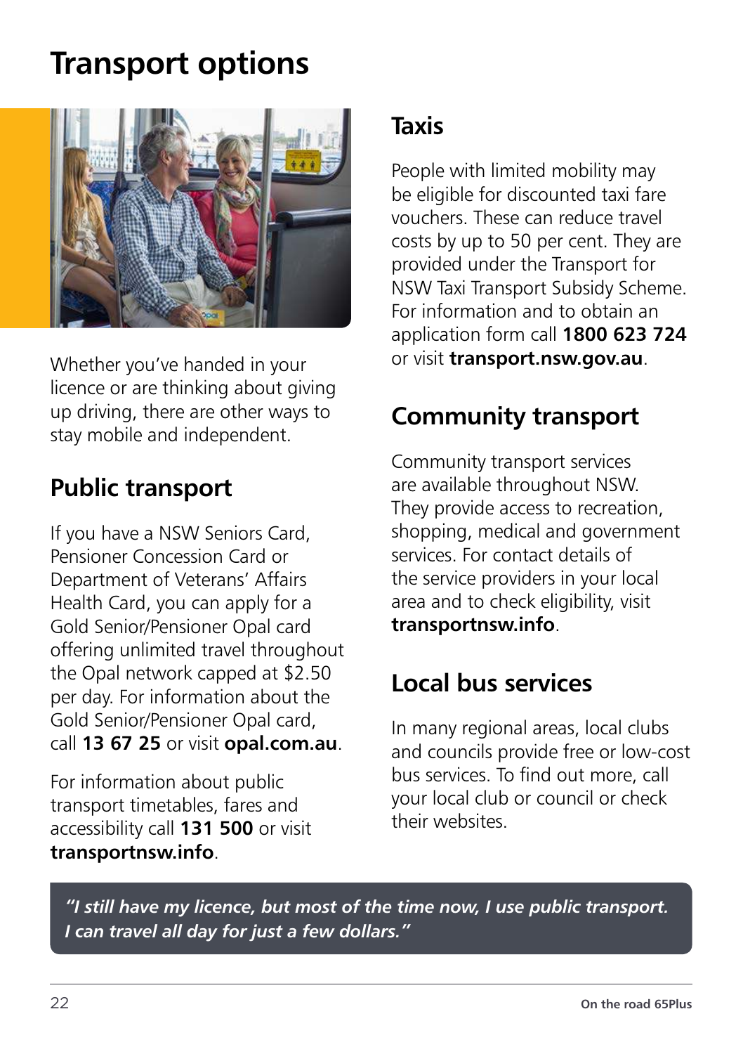# Transport options

Whether you've handed in your licence or are thinking about giving up driving, there are other ways to stay mobile and independent.

## Public transport

If you have a NSW Seniors Card, Pensioner Concession Card or Department of Veterans' Affairs Health Card, you can apply for a Gold Senior/Pensioner Opal card offering unlimited travel throughout the Opal network capped at $2.50 per day. For information about the Gold Senior/Pensioner Opal card, call **13 67 25** or visit **opal.com.au**.

For information about public transport timetables, fares and accessibility call **131 500** or visit **transportnsw.info**.

## Taxis

People with limited mobility may be eligible for discounted taxi fare vouchers. These can reduce travel costs by up to 50 per cent. They are provided under the Transport for NSW Taxi Transport Subsidy Scheme. For information and to obtain an application form call **1800 623 724** or visit **transport.nsw.gov.au**.

## Community transport

Community transport services are available throughout NSW. They provide access to recreation, shopping, medical and government services. For contact details of the service providers in your local area and to check eligibility, visit **transportnsw.info**.

## Local bus services

In many regional areas, local clubs and councils provide free or low-cost bus services. To find out more, call your local club or council or check their websites.

***"I still have my licence, but most of the time now, I use public transport. I can travel all day for just a few dollars."***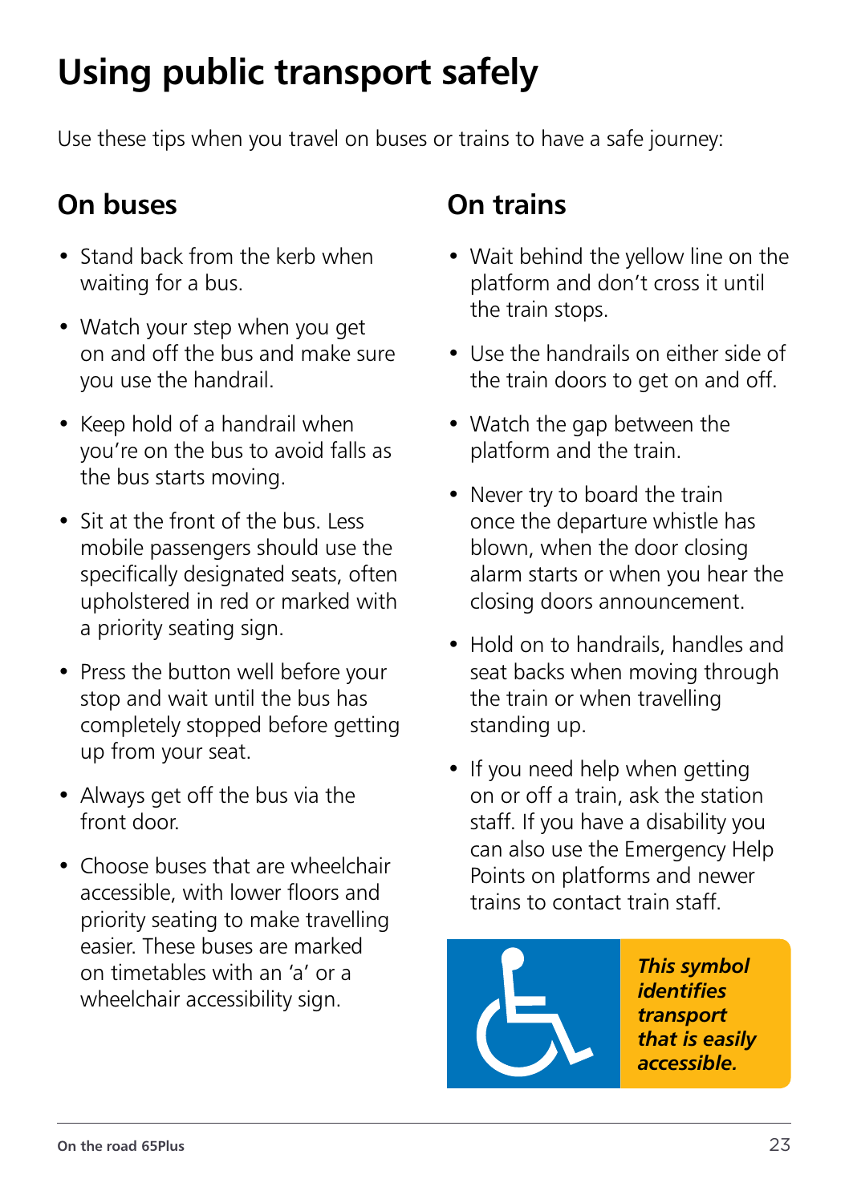# Using public transport safely

Use these tips when you travel on buses or trains to have a safe journey:

## On buses

- Stand back from the kerb when waiting for a bus.
- Watch your step when you get on and off the bus and make sure you use the handrail.
- Keep hold of a handrail when you're on the bus to avoid falls as the bus starts moving.
- Sit at the front of the bus. Less mobile passengers should use the specifically designated seats, often upholstered in red or marked with a priority seating sign.
- Press the button well before your stop and wait until the bus has completely stopped before getting up from your seat.
- Always get off the bus via the front door.
- Choose buses that are wheelchair accessible, with lower floors and priority seating to make travelling easier. These buses are marked on timetables with an 'a' or a wheelchair accessibility sign.

## On trains

- Wait behind the yellow line on the platform and don't cross it until the train stops.
- Use the handrails on either side of the train doors to get on and off.
- Watch the gap between the platform and the train.
- Never try to board the train once the departure whistle has blown, when the door closing alarm starts or when you hear the closing doors announcement.
- Hold on to handrails, handles and seat backs when moving through the train or when travelling standing up.
- If you need help when getting on or off a train, ask the station staff. If you have a disability you can also use the Emergency Help Points on platforms and newer trains to contact train staff.

***This symbol identifies transport that is easily accessible.***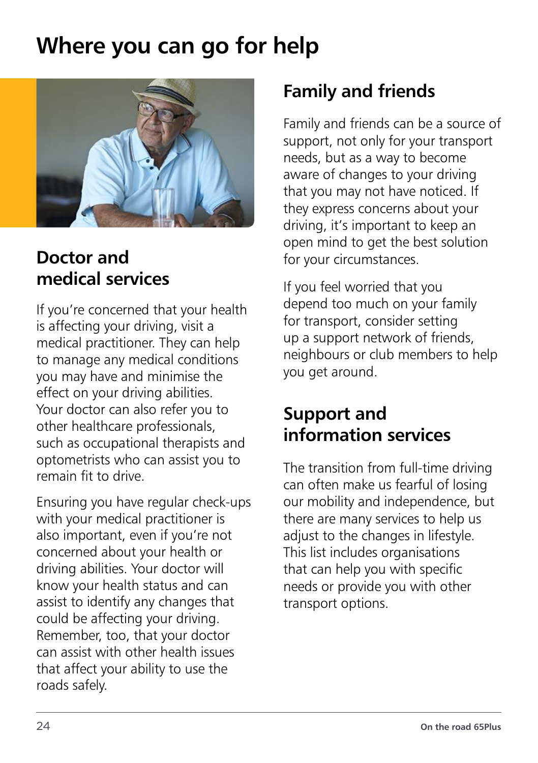# Where you can go for help

## Doctor and medical services

If you're concerned that your health is affecting your driving, visit a medical practitioner. They can help to manage any medical conditions you may have and minimise the effect on your driving abilities. Your doctor can also refer you to other healthcare professionals, such as occupational therapists and optometrists who can assist you to remain fit to drive.

Ensuring you have regular check-ups with your medical practitioner is also important, even if you're not concerned about your health or driving abilities. Your doctor will know your health status and can assist to identify any changes that could be affecting your driving. Remember, too, that your doctor can assist with other health issues that affect your ability to use the roads safely.

## Family and friends

Family and friends can be a source of support, not only for your transport needs, but as a way to become aware of changes to your driving that you may not have noticed. If they express concerns about your driving, it's important to keep an open mind to get the best solution for your circumstances.

If you feel worried that you depend too much on your family for transport, consider setting up a support network of friends, neighbours or club members to help you get around.

## Support and information services

The transition from full-time driving can often make us fearful of losing our mobility and independence, but there are many services to help us adjust to the changes in lifestyle. This list includes organisations that can help you with specific needs or provide you with other transport options.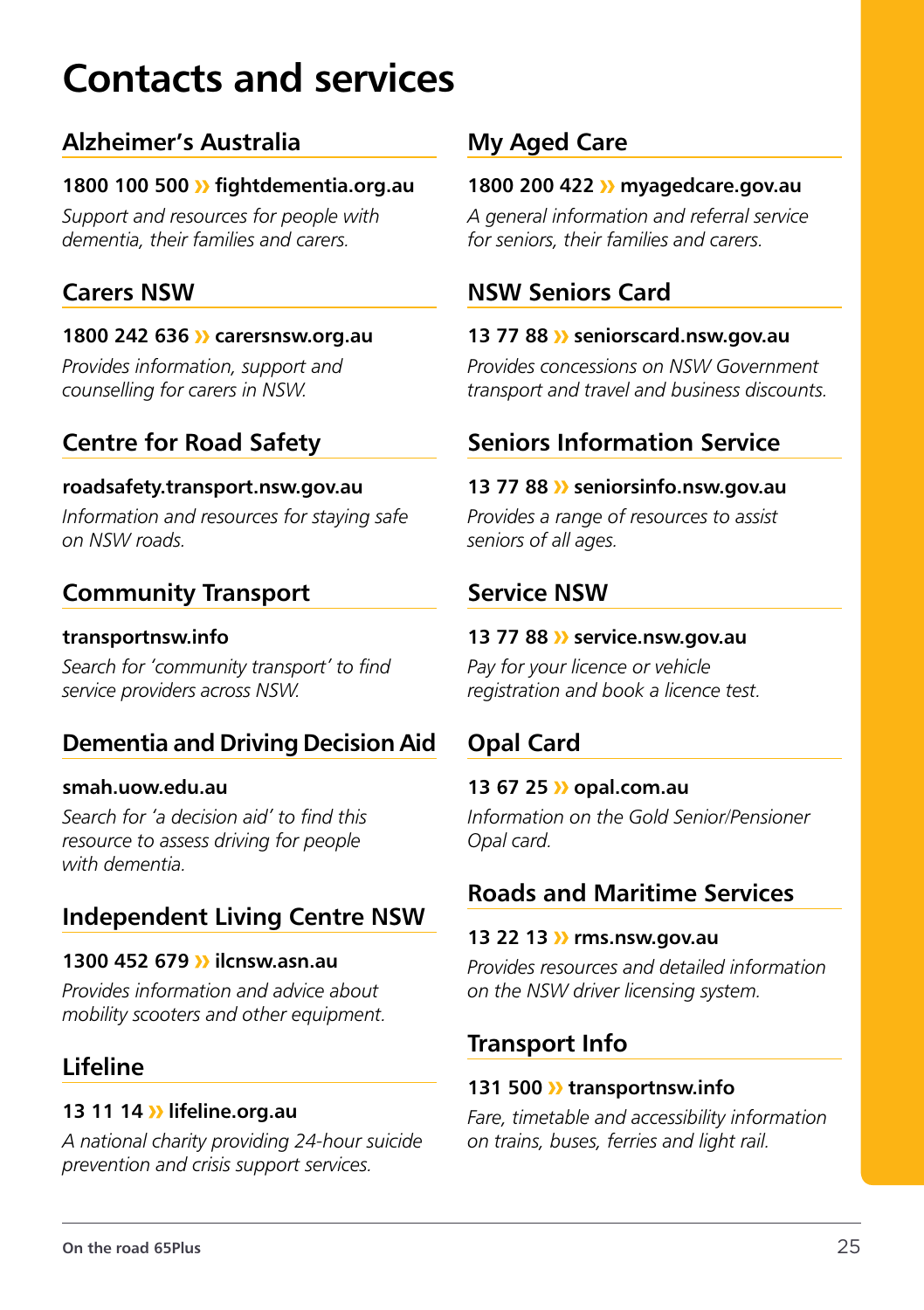# Contacts and services

## Alzheimer's Australia

**1800 100 500 » fightdementia.org.au**

*Support and resources for people with dementia, their families and carers.*

## Carers NSW

**1800 242 636 » carersnsw.org.au**

*Provides information, support and counselling for carers in NSW.*

## Centre for Road Safety

**roadsafety.transport.nsw.gov.au**

*Information and resources for staying safe on NSW roads.*

## Community Transport

**transportnsw.info**

*Search for 'community transport' to find service providers across NSW.*

## Dementia and Driving Decision Aid

**smah.uow.edu.au**

*Search for 'a decision aid' to find this resource to assess driving for people with dementia.*

## Independent Living Centre NSW

**1300 452 679 » ilcnsw.asn.au**

*Provides information and advice about mobility scooters and other equipment.*

## Lifeline

**13 11 14 » lifeline.org.au**

*A national charity providing 24-hour suicide prevention and crisis support services.*

## My Aged Care

**1800 200 422 » myagedcare.gov.au**

*A general information and referral service for seniors, their families and carers.*

## NSW Seniors Card

**13 77 88 » seniorscard.nsw.gov.au**

*Provides concessions on NSW Government transport and travel and business discounts.*

## Seniors Information Service

**13 77 88 » seniorsinfo.nsw.gov.au**

*Provides a range of resources to assist seniors of all ages.*

## Service NSW

**13 77 88 » service.nsw.gov.au**

*Pay for your licence or vehicle registration and book a licence test.*

## Opal Card

**13 67 25 » opal.com.au**

*Information on the Gold Senior/Pensioner Opal card.*

## Roads and Maritime Services

**13 22 13 » rms.nsw.gov.au**

*Provides resources and detailed information on the NSW driver licensing system.*

## Transport Info

**131 500 » transportnsw.info**

*Fare, timetable and accessibility information on trains, buses, ferries and light rail.*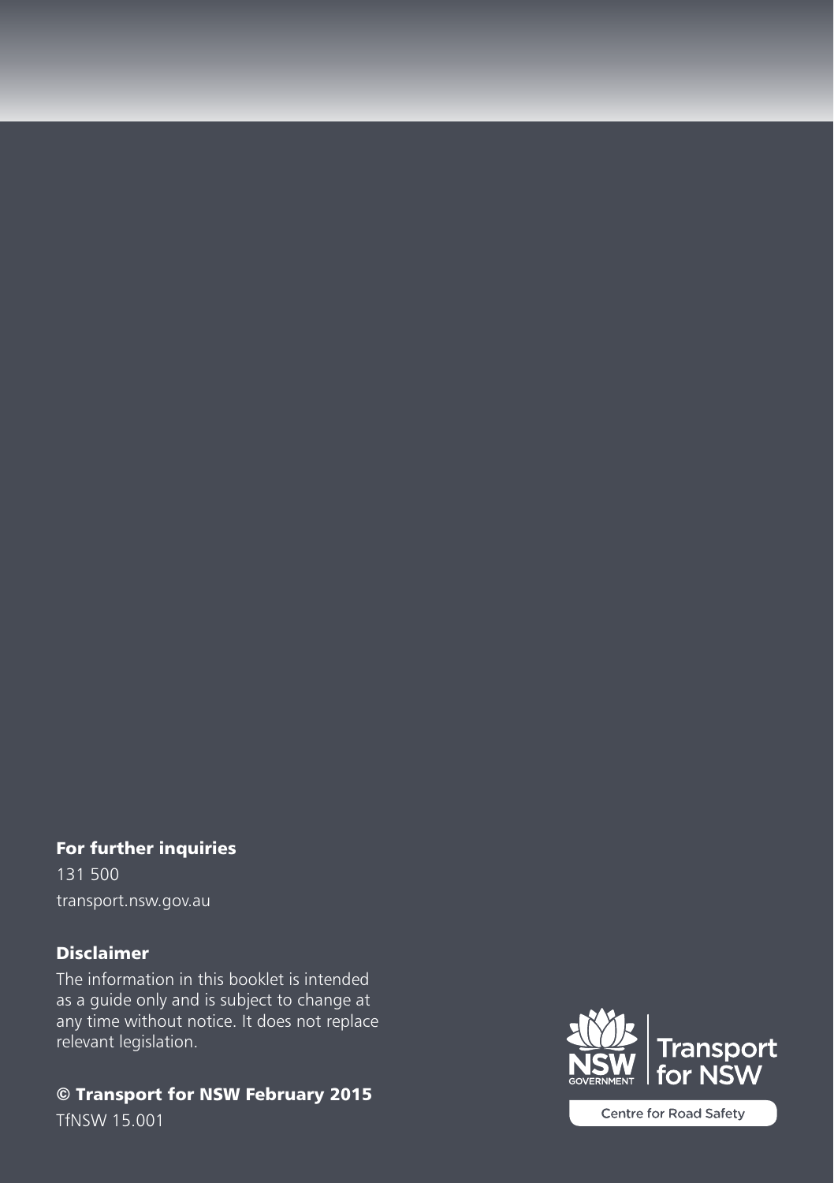**For further inquiries**

131 500

transport.nsw.gov.au

**Disclaimer**

The information in this booklet is intended as a guide only and is subject to change at any time without notice. It does not replace relevant legislation.

**© Transport for NSW February 2015**

TfNSW 15.001

NSW GOVERNMENT | Transport for NSW

Centre for Road Safety